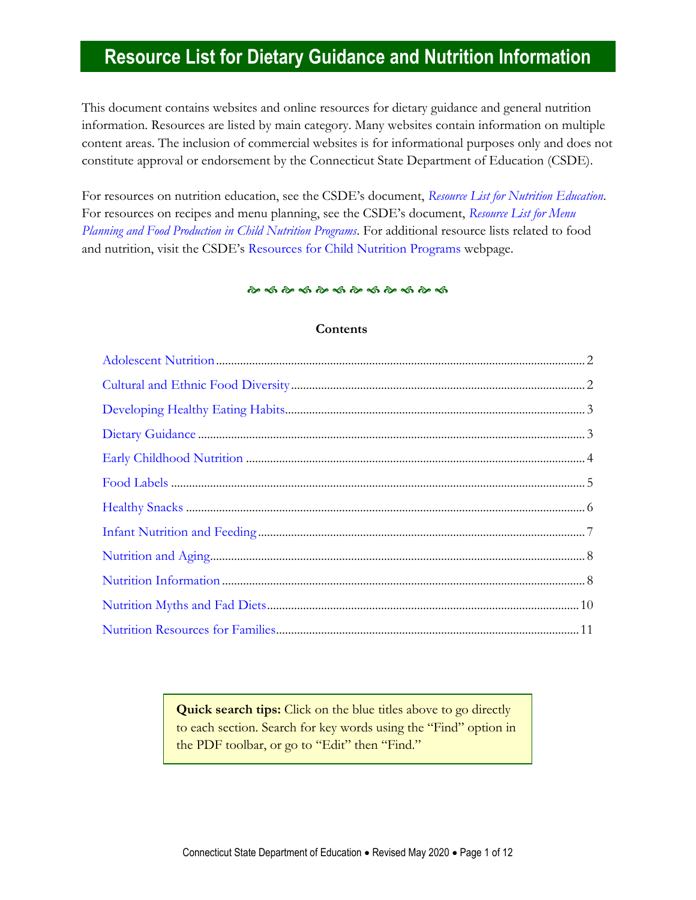# Resource List for Dietary Guidance and Nutrition Information

This document contains websites and online resources for dietary guidance and general nutrition information. Resources are listed by main category. Many websites contain information on multiple content areas. The inclusion of commercial websites is for informational purposes only and does not constitute approval or endorsement by the Connecticut State Department of Education (CSDE).

For resources on nutrition education, see the CSDE's document, *Resource List for Nutrition Education*. For resources on recipes and menu planning, see the CSDE's document, *Resource List for Menu Planning and Food Production in Child Nutrition Programs*. For additional resource lists related to food and nutrition, visit the CSDE's Resources for Child Nutrition Programs webpage.

**Contents**

- Adolescent Nutrition ... 2
- Cultural and Ethnic Food Diversity ... 2
- Developing Healthy Eating Habits ... 3
- Dietary Guidance ... 3
- Early Childhood Nutrition ... 4
- Food Labels ... 5
- Healthy Snacks ... 6
- Infant Nutrition and Feeding ... 7
- Nutrition and Aging ... 8
- Nutrition Information ... 8
- Nutrition Myths and Fad Diets ... 10
- Nutrition Resources for Families ... 11

**Quick search tips:** Click on the blue titles above to go directly to each section. Search for key words using the "Find" option in the PDF toolbar, or go to "Edit" then "Find."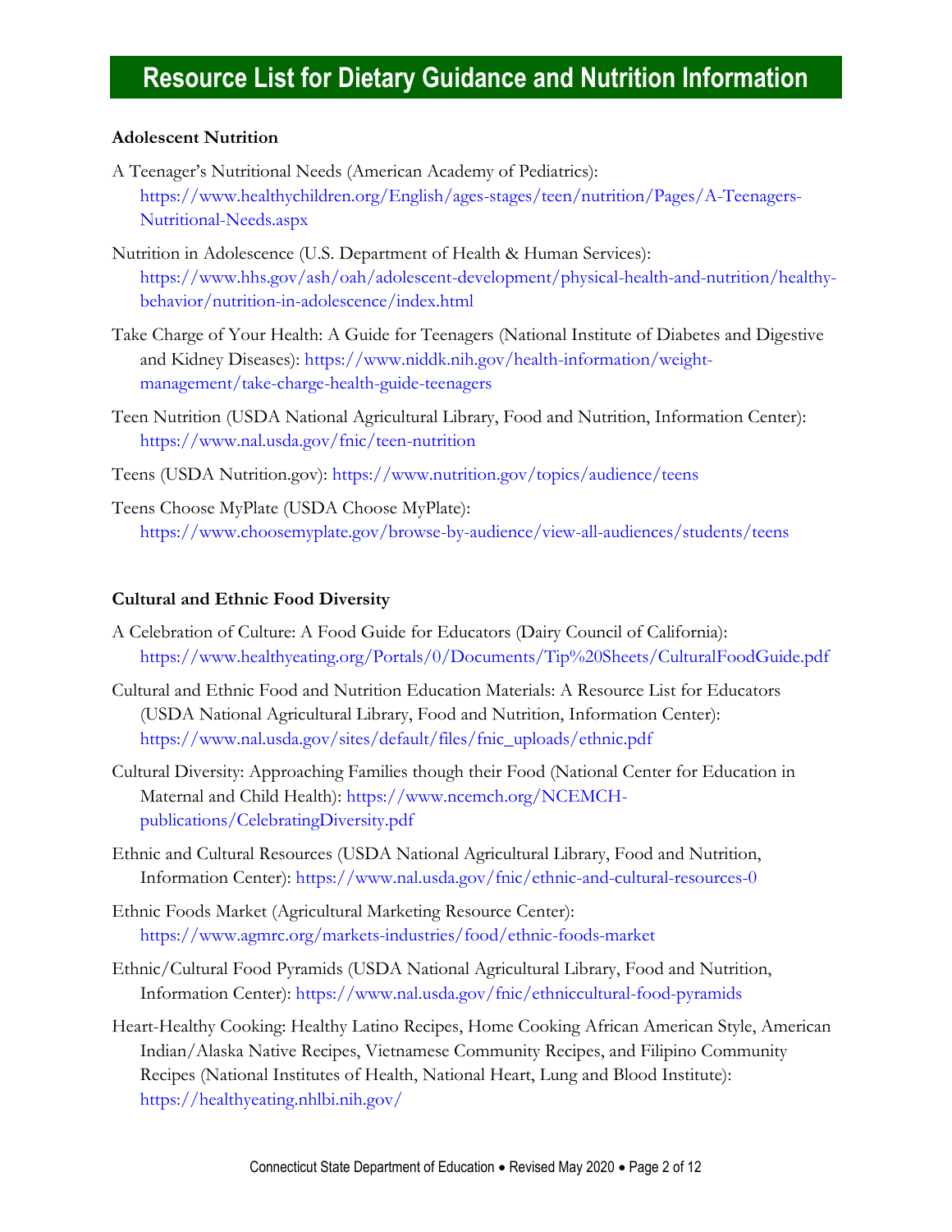# Resource List for Dietary Guidance and Nutrition Information

**Adolescent Nutrition**

A Teenager's Nutritional Needs (American Academy of Pediatrics): https://www.healthychildren.org/English/ages-stages/teen/nutrition/Pages/A-Teenagers-Nutritional-Needs.aspx

Nutrition in Adolescence (U.S. Department of Health & Human Services): https://www.hhs.gov/ash/oah/adolescent-development/physical-health-and-nutrition/healthy-behavior/nutrition-in-adolescence/index.html

Take Charge of Your Health: A Guide for Teenagers (National Institute of Diabetes and Digestive and Kidney Diseases): https://www.niddk.nih.gov/health-information/weight-management/take-charge-health-guide-teenagers

Teen Nutrition (USDA National Agricultural Library, Food and Nutrition, Information Center): https://www.nal.usda.gov/fnic/teen-nutrition

Teens (USDA Nutrition.gov): https://www.nutrition.gov/topics/audience/teens

Teens Choose MyPlate (USDA Choose MyPlate): https://www.choosemyplate.gov/browse-by-audience/view-all-audiences/students/teens

**Cultural and Ethnic Food Diversity**

A Celebration of Culture: A Food Guide for Educators (Dairy Council of California): https://www.healthyeating.org/Portals/0/Documents/Tip%20Sheets/CulturalFoodGuide.pdf

Cultural and Ethnic Food and Nutrition Education Materials: A Resource List for Educators (USDA National Agricultural Library, Food and Nutrition, Information Center): https://www.nal.usda.gov/sites/default/files/fnic_uploads/ethnic.pdf

Cultural Diversity: Approaching Families though their Food (National Center for Education in Maternal and Child Health): https://www.ncemch.org/NCEMCH-publications/CelebratingDiversity.pdf

Ethnic and Cultural Resources (USDA National Agricultural Library, Food and Nutrition, Information Center): https://www.nal.usda.gov/fnic/ethnic-and-cultural-resources-0

Ethnic Foods Market (Agricultural Marketing Resource Center): https://www.agmrc.org/markets-industries/food/ethnic-foods-market

Ethnic/Cultural Food Pyramids (USDA National Agricultural Library, Food and Nutrition, Information Center): https://www.nal.usda.gov/fnic/ethniccultural-food-pyramids

Heart-Healthy Cooking: Healthy Latino Recipes, Home Cooking African American Style, American Indian/Alaska Native Recipes, Vietnamese Community Recipes, and Filipino Community Recipes (National Institutes of Health, National Heart, Lung and Blood Institute): https://healthyeating.nhlbi.nih.gov/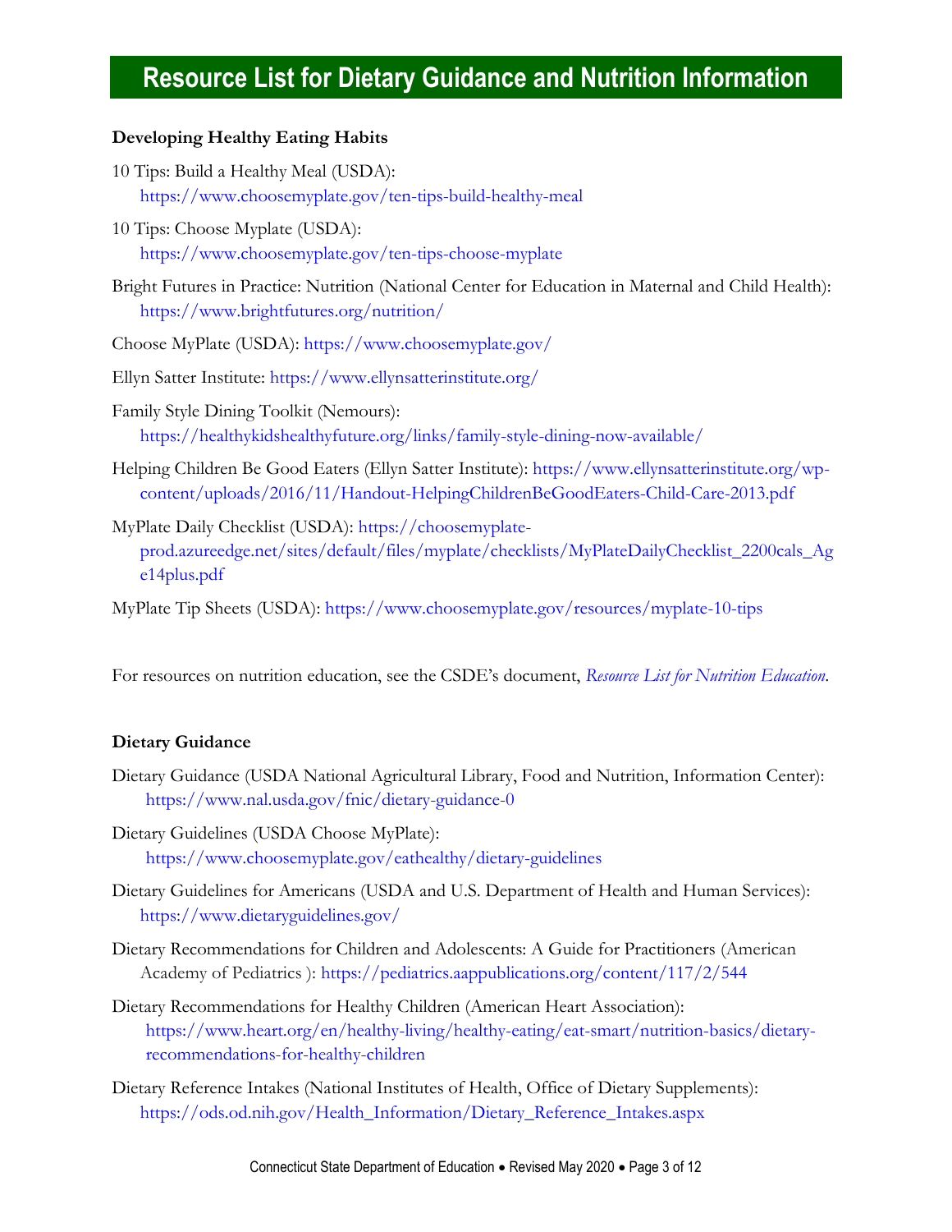# Resource List for Dietary Guidance and Nutrition Information

## Developing Healthy Eating Habits

10 Tips: Build a Healthy Meal (USDA):
https://www.choosemyplate.gov/ten-tips-build-healthy-meal

10 Tips: Choose Myplate (USDA):
https://www.choosemyplate.gov/ten-tips-choose-myplate

Bright Futures in Practice: Nutrition (National Center for Education in Maternal and Child Health):
https://www.brightfutures.org/nutrition/

Choose MyPlate (USDA): https://www.choosemyplate.gov/

Ellyn Satter Institute: https://www.ellynsatterinstitute.org/

Family Style Dining Toolkit (Nemours):
https://healthykidshealthyfuture.org/links/family-style-dining-now-available/

Helping Children Be Good Eaters (Ellyn Satter Institute): https://www.ellynsatterinstitute.org/wp-content/uploads/2016/11/Handout-HelpingChildrenBeGoodEaters-Child-Care-2013.pdf

MyPlate Daily Checklist (USDA): https://choosemyplate-prod.azureedge.net/sites/default/files/myplate/checklists/MyPlateDailyChecklist_2200cals_Age14plus.pdf

MyPlate Tip Sheets (USDA): https://www.choosemyplate.gov/resources/myplate-10-tips

For resources on nutrition education, see the CSDE's document, *Resource List for Nutrition Education*.

## Dietary Guidance

Dietary Guidance (USDA National Agricultural Library, Food and Nutrition, Information Center):
https://www.nal.usda.gov/fnic/dietary-guidance-0

Dietary Guidelines (USDA Choose MyPlate):
https://www.choosemyplate.gov/eathealthy/dietary-guidelines

Dietary Guidelines for Americans (USDA and U.S. Department of Health and Human Services):
https://www.dietaryguidelines.gov/

Dietary Recommendations for Children and Adolescents: A Guide for Practitioners (American Academy of Pediatrics ): https://pediatrics.aappublications.org/content/117/2/544

Dietary Recommendations for Healthy Children (American Heart Association):
https://www.heart.org/en/healthy-living/healthy-eating/eat-smart/nutrition-basics/dietary-recommendations-for-healthy-children

Dietary Reference Intakes (National Institutes of Health, Office of Dietary Supplements):
https://ods.od.nih.gov/Health_Information/Dietary_Reference_Intakes.aspx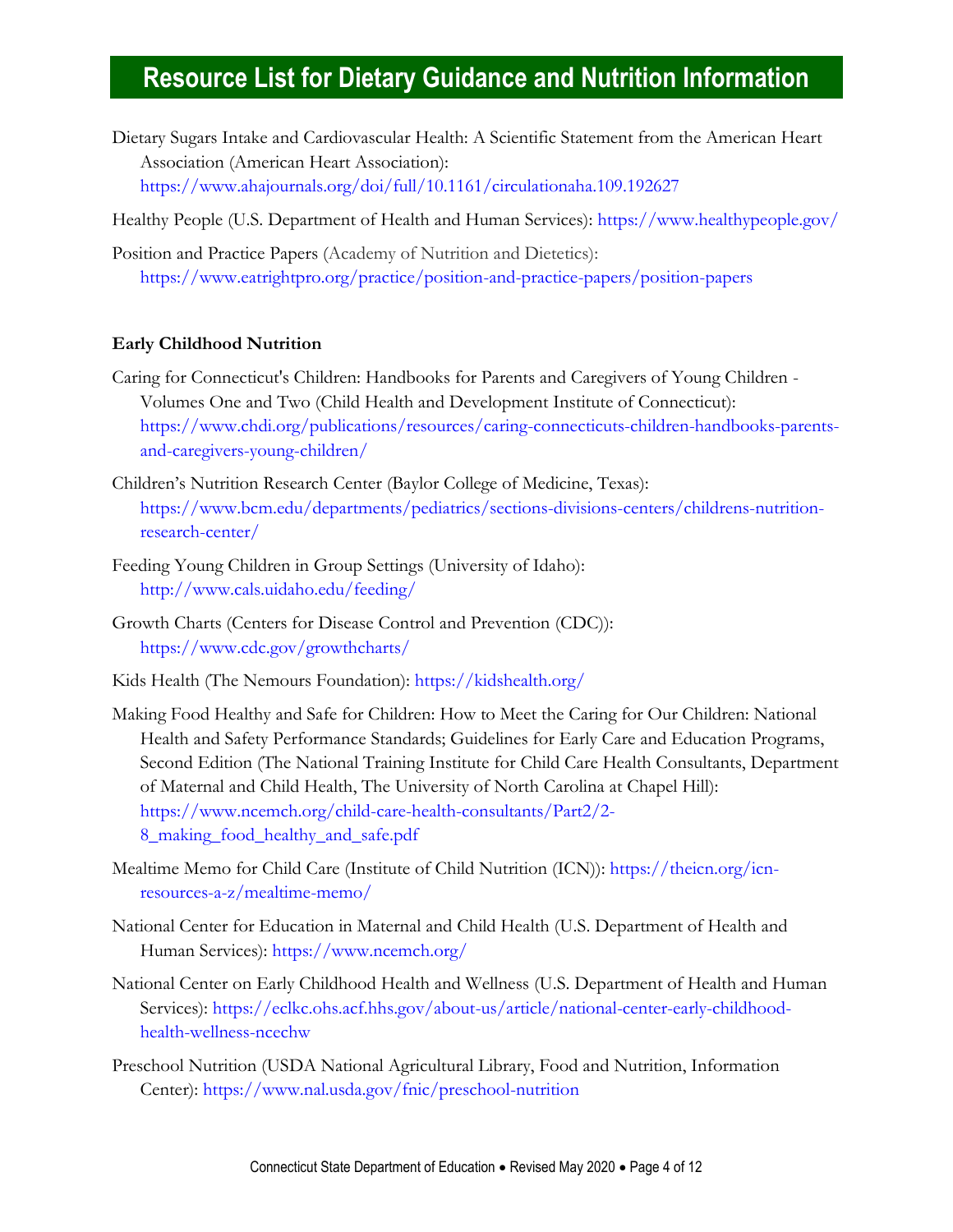# Resource List for Dietary Guidance and Nutrition Information

Dietary Sugars Intake and Cardiovascular Health: A Scientific Statement from the American Heart Association (American Heart Association): https://www.ahajournals.org/doi/full/10.1161/circulationaha.109.192627

Healthy People (U.S. Department of Health and Human Services): https://www.healthypeople.gov/

Position and Practice Papers (Academy of Nutrition and Dietetics): https://www.eatrightpro.org/practice/position-and-practice-papers/position-papers

**Early Childhood Nutrition**

Caring for Connecticut's Children: Handbooks for Parents and Caregivers of Young Children - Volumes One and Two (Child Health and Development Institute of Connecticut): https://www.chdi.org/publications/resources/caring-connecticuts-children-handbooks-parents-and-caregivers-young-children/

Children's Nutrition Research Center (Baylor College of Medicine, Texas): https://www.bcm.edu/departments/pediatrics/sections-divisions-centers/childrens-nutrition-research-center/

Feeding Young Children in Group Settings (University of Idaho): http://www.cals.uidaho.edu/feeding/

Growth Charts (Centers for Disease Control and Prevention (CDC)): https://www.cdc.gov/growthcharts/

Kids Health (The Nemours Foundation): https://kidshealth.org/

Making Food Healthy and Safe for Children: How to Meet the Caring for Our Children: National Health and Safety Performance Standards; Guidelines for Early Care and Education Programs, Second Edition (The National Training Institute for Child Care Health Consultants, Department of Maternal and Child Health, The University of North Carolina at Chapel Hill): https://www.ncemch.org/child-care-health-consultants/Part2/2-8_making_food_healthy_and_safe.pdf

Mealtime Memo for Child Care (Institute of Child Nutrition (ICN)): https://theicn.org/icn-resources-a-z/mealtime-memo/

National Center for Education in Maternal and Child Health (U.S. Department of Health and Human Services): https://www.ncemch.org/

National Center on Early Childhood Health and Wellness (U.S. Department of Health and Human Services): https://eclkc.ohs.acf.hhs.gov/about-us/article/national-center-early-childhood-health-wellness-ncechw

Preschool Nutrition (USDA National Agricultural Library, Food and Nutrition, Information Center): https://www.nal.usda.gov/fnic/preschool-nutrition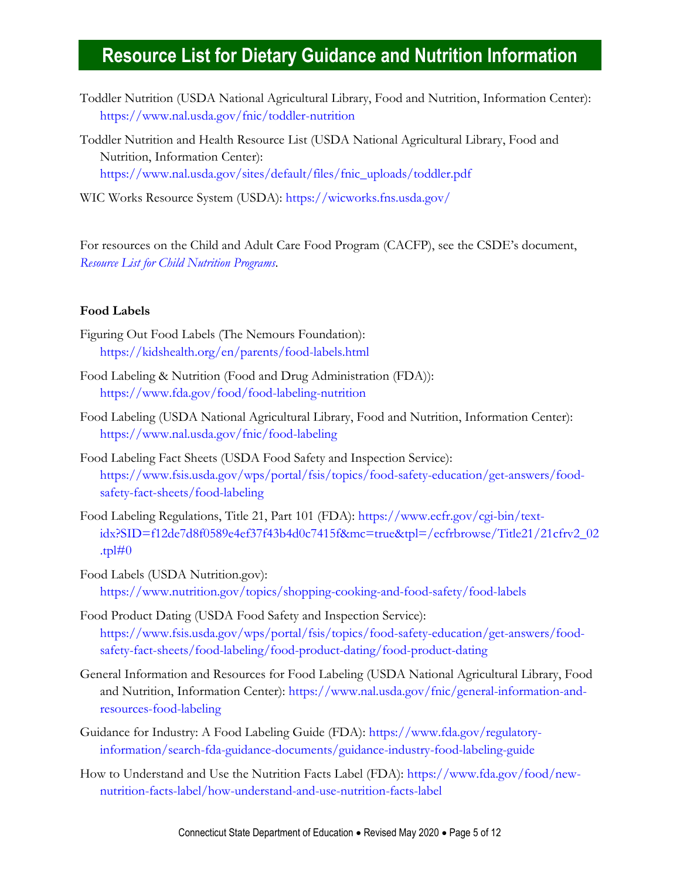# Resource List for Dietary Guidance and Nutrition Information

Toddler Nutrition (USDA National Agricultural Library, Food and Nutrition, Information Center): https://www.nal.usda.gov/fnic/toddler-nutrition

Toddler Nutrition and Health Resource List (USDA National Agricultural Library, Food and Nutrition, Information Center): https://www.nal.usda.gov/sites/default/files/fnic_uploads/toddler.pdf

WIC Works Resource System (USDA): https://wicworks.fns.usda.gov/

For resources on the Child and Adult Care Food Program (CACFP), see the CSDE's document, *Resource List for Child Nutrition Programs*.

**Food Labels**

Figuring Out Food Labels (The Nemours Foundation): https://kidshealth.org/en/parents/food-labels.html

Food Labeling & Nutrition (Food and Drug Administration (FDA)): https://www.fda.gov/food/food-labeling-nutrition

Food Labeling (USDA National Agricultural Library, Food and Nutrition, Information Center): https://www.nal.usda.gov/fnic/food-labeling

Food Labeling Fact Sheets (USDA Food Safety and Inspection Service): https://www.fsis.usda.gov/wps/portal/fsis/topics/food-safety-education/get-answers/food-safety-fact-sheets/food-labeling

Food Labeling Regulations, Title 21, Part 101 (FDA): https://www.ecfr.gov/cgi-bin/text-idx?SID=f12de7d8f0589e4ef37f43b4d0c7415f&mc=true&tpl=/ecfrbrowse/Title21/21cfrv2_02.tpl#0

Food Labels (USDA Nutrition.gov): https://www.nutrition.gov/topics/shopping-cooking-and-food-safety/food-labels

Food Product Dating (USDA Food Safety and Inspection Service): https://www.fsis.usda.gov/wps/portal/fsis/topics/food-safety-education/get-answers/food-safety-fact-sheets/food-labeling/food-product-dating/food-product-dating

General Information and Resources for Food Labeling (USDA National Agricultural Library, Food and Nutrition, Information Center): https://www.nal.usda.gov/fnic/general-information-and-resources-food-labeling

Guidance for Industry: A Food Labeling Guide (FDA): https://www.fda.gov/regulatory-information/search-fda-guidance-documents/guidance-industry-food-labeling-guide

How to Understand and Use the Nutrition Facts Label (FDA): https://www.fda.gov/food/new-nutrition-facts-label/how-understand-and-use-nutrition-facts-label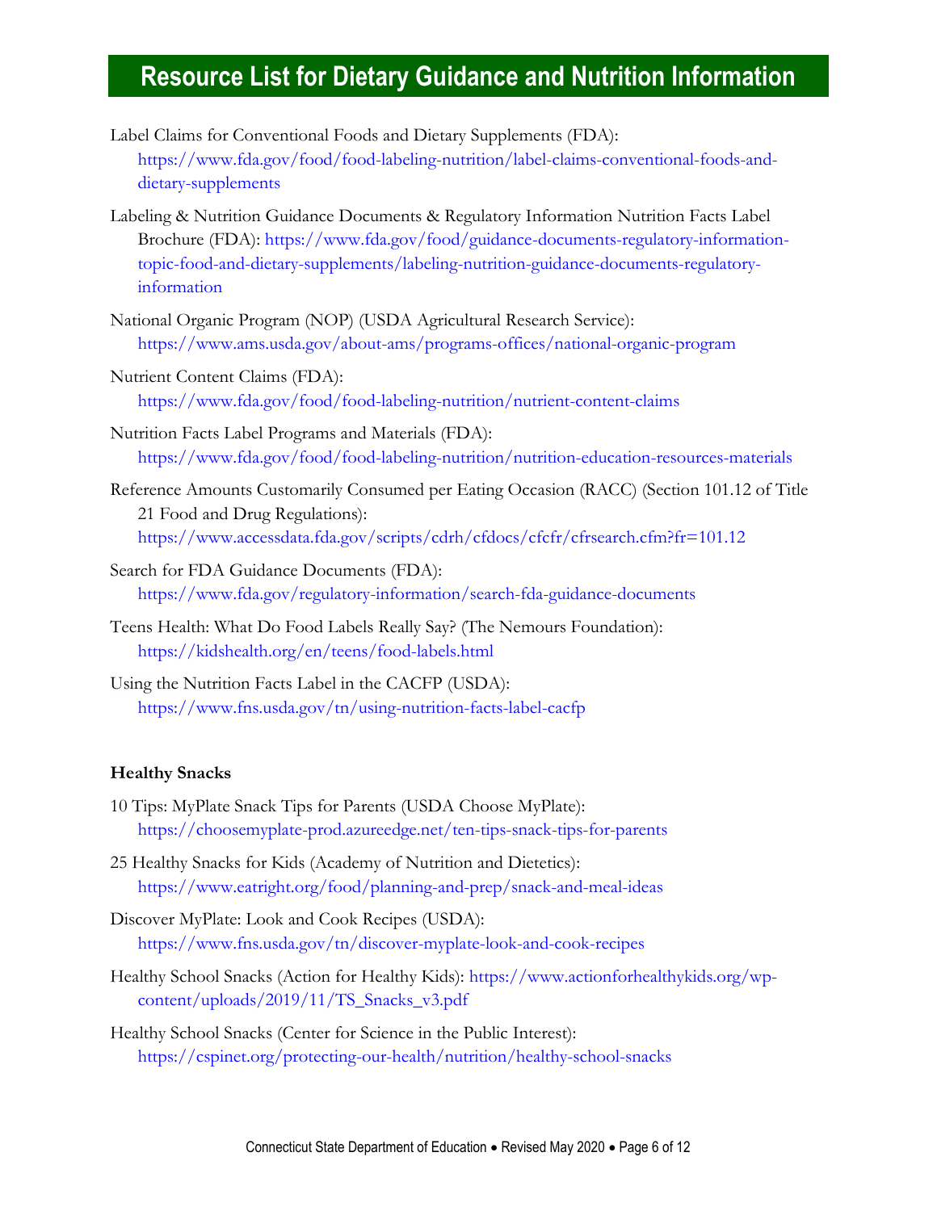# Resource List for Dietary Guidance and Nutrition Information

Label Claims for Conventional Foods and Dietary Supplements (FDA): https://www.fda.gov/food/food-labeling-nutrition/label-claims-conventional-foods-and-dietary-supplements

Labeling & Nutrition Guidance Documents & Regulatory Information Nutrition Facts Label Brochure (FDA): https://www.fda.gov/food/guidance-documents-regulatory-information-topic-food-and-dietary-supplements/labeling-nutrition-guidance-documents-regulatory-information

National Organic Program (NOP) (USDA Agricultural Research Service): https://www.ams.usda.gov/about-ams/programs-offices/national-organic-program

Nutrient Content Claims (FDA): https://www.fda.gov/food/food-labeling-nutrition/nutrient-content-claims

Nutrition Facts Label Programs and Materials (FDA): https://www.fda.gov/food/food-labeling-nutrition/nutrition-education-resources-materials

Reference Amounts Customarily Consumed per Eating Occasion (RACC) (Section 101.12 of Title 21 Food and Drug Regulations): https://www.accessdata.fda.gov/scripts/cdrh/cfdocs/cfcfr/cfrsearch.cfm?fr=101.12

Search for FDA Guidance Documents (FDA): https://www.fda.gov/regulatory-information/search-fda-guidance-documents

Teens Health: What Do Food Labels Really Say? (The Nemours Foundation): https://kidshealth.org/en/teens/food-labels.html

Using the Nutrition Facts Label in the CACFP (USDA): https://www.fns.usda.gov/tn/using-nutrition-facts-label-cacfp

**Healthy Snacks**

10 Tips: MyPlate Snack Tips for Parents (USDA Choose MyPlate): https://choosemyplate-prod.azureedge.net/ten-tips-snack-tips-for-parents

25 Healthy Snacks for Kids (Academy of Nutrition and Dietetics): https://www.eatright.org/food/planning-and-prep/snack-and-meal-ideas

Discover MyPlate: Look and Cook Recipes (USDA): https://www.fns.usda.gov/tn/discover-myplate-look-and-cook-recipes

Healthy School Snacks (Action for Healthy Kids): https://www.actionforhealthykids.org/wp-content/uploads/2019/11/TS_Snacks_v3.pdf

Healthy School Snacks (Center for Science in the Public Interest): https://cspinet.org/protecting-our-health/nutrition/healthy-school-snacks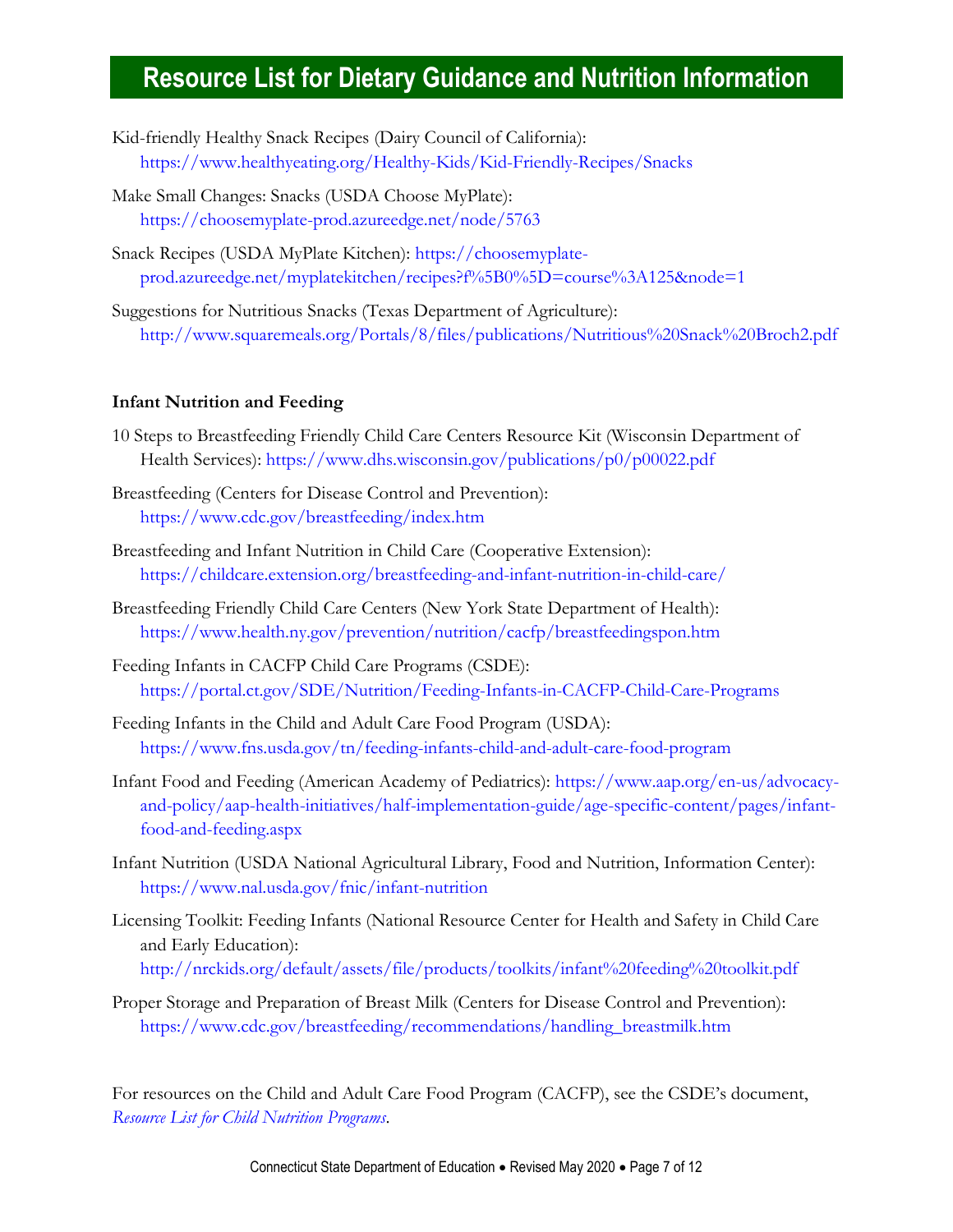# Resource List for Dietary Guidance and Nutrition Information

Kid-friendly Healthy Snack Recipes (Dairy Council of California): https://www.healthyeating.org/Healthy-Kids/Kid-Friendly-Recipes/Snacks

Make Small Changes: Snacks (USDA Choose MyPlate): https://choosemyplate-prod.azureedge.net/node/5763

Snack Recipes (USDA MyPlate Kitchen): https://choosemyplate-prod.azureedge.net/myplatekitchen/recipes?f%5B0%5D=course%3A125&node=1

Suggestions for Nutritious Snacks (Texas Department of Agriculture): http://www.squaremeals.org/Portals/8/files/publications/Nutritious%20Snack%20Broch2.pdf

**Infant Nutrition and Feeding**

10 Steps to Breastfeeding Friendly Child Care Centers Resource Kit (Wisconsin Department of Health Services): https://www.dhs.wisconsin.gov/publications/p0/p00022.pdf

Breastfeeding (Centers for Disease Control and Prevention): https://www.cdc.gov/breastfeeding/index.htm

Breastfeeding and Infant Nutrition in Child Care (Cooperative Extension): https://childcare.extension.org/breastfeeding-and-infant-nutrition-in-child-care/

Breastfeeding Friendly Child Care Centers (New York State Department of Health): https://www.health.ny.gov/prevention/nutrition/cacfp/breastfeedingspon.htm

Feeding Infants in CACFP Child Care Programs (CSDE): https://portal.ct.gov/SDE/Nutrition/Feeding-Infants-in-CACFP-Child-Care-Programs

Feeding Infants in the Child and Adult Care Food Program (USDA): https://www.fns.usda.gov/tn/feeding-infants-child-and-adult-care-food-program

Infant Food and Feeding (American Academy of Pediatrics): https://www.aap.org/en-us/advocacy-and-policy/aap-health-initiatives/half-implementation-guide/age-specific-content/pages/infant-food-and-feeding.aspx

Infant Nutrition (USDA National Agricultural Library, Food and Nutrition, Information Center): https://www.nal.usda.gov/fnic/infant-nutrition

Licensing Toolkit: Feeding Infants (National Resource Center for Health and Safety in Child Care and Early Education): http://nrckids.org/default/assets/file/products/toolkits/infant%20feeding%20toolkit.pdf

Proper Storage and Preparation of Breast Milk (Centers for Disease Control and Prevention): https://www.cdc.gov/breastfeeding/recommendations/handling_breastmilk.htm

For resources on the Child and Adult Care Food Program (CACFP), see the CSDE's document, *Resource List for Child Nutrition Programs*.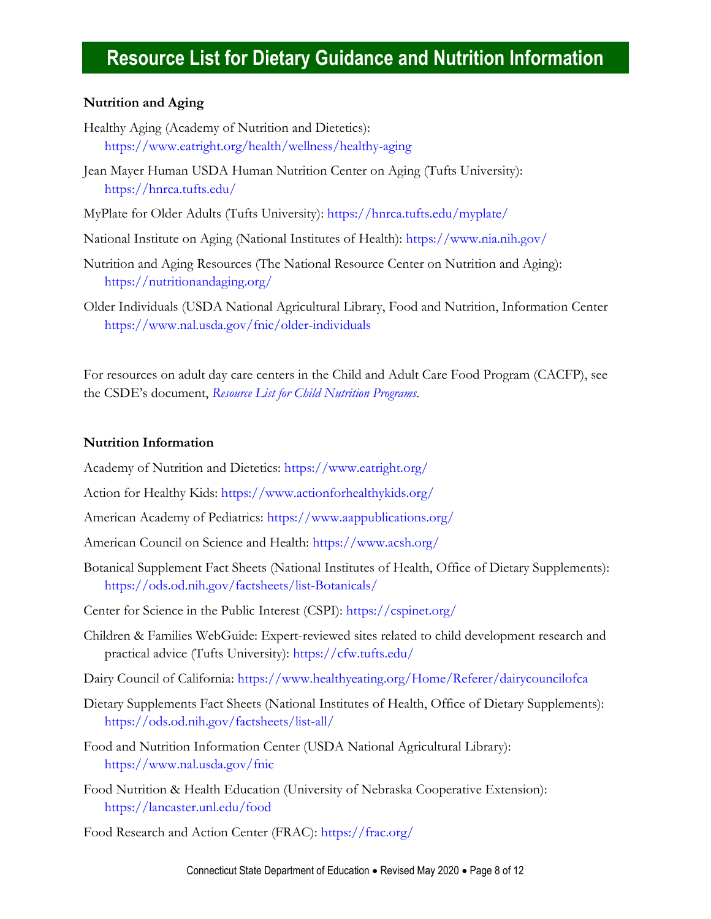# Resource List for Dietary Guidance and Nutrition Information

**Nutrition and Aging**

Healthy Aging (Academy of Nutrition and Dietetics): https://www.eatright.org/health/wellness/healthy-aging

Jean Mayer Human USDA Human Nutrition Center on Aging (Tufts University): https://hnrca.tufts.edu/

MyPlate for Older Adults (Tufts University): https://hnrca.tufts.edu/myplate/

National Institute on Aging (National Institutes of Health): https://www.nia.nih.gov/

Nutrition and Aging Resources (The National Resource Center on Nutrition and Aging): https://nutritionandaging.org/

Older Individuals (USDA National Agricultural Library, Food and Nutrition, Information Center https://www.nal.usda.gov/fnic/older-individuals

For resources on adult day care centers in the Child and Adult Care Food Program (CACFP), see the CSDE's document, *Resource List for Child Nutrition Programs*.

**Nutrition Information**

Academy of Nutrition and Dietetics: https://www.eatright.org/

Action for Healthy Kids: https://www.actionforhealthykids.org/

American Academy of Pediatrics: https://www.aappublications.org/

American Council on Science and Health: https://www.acsh.org/

Botanical Supplement Fact Sheets (National Institutes of Health, Office of Dietary Supplements): https://ods.od.nih.gov/factsheets/list-Botanicals/

Center for Science in the Public Interest (CSPI): https://cspinet.org/

Children & Families WebGuide: Expert-reviewed sites related to child development research and practical advice (Tufts University): https://cfw.tufts.edu/

Dairy Council of California: https://www.healthyeating.org/Home/Referer/dairycouncilofca

Dietary Supplements Fact Sheets (National Institutes of Health, Office of Dietary Supplements): https://ods.od.nih.gov/factsheets/list-all/

Food and Nutrition Information Center (USDA National Agricultural Library): https://www.nal.usda.gov/fnic

Food Nutrition & Health Education (University of Nebraska Cooperative Extension): https://lancaster.unl.edu/food

Food Research and Action Center (FRAC): https://frac.org/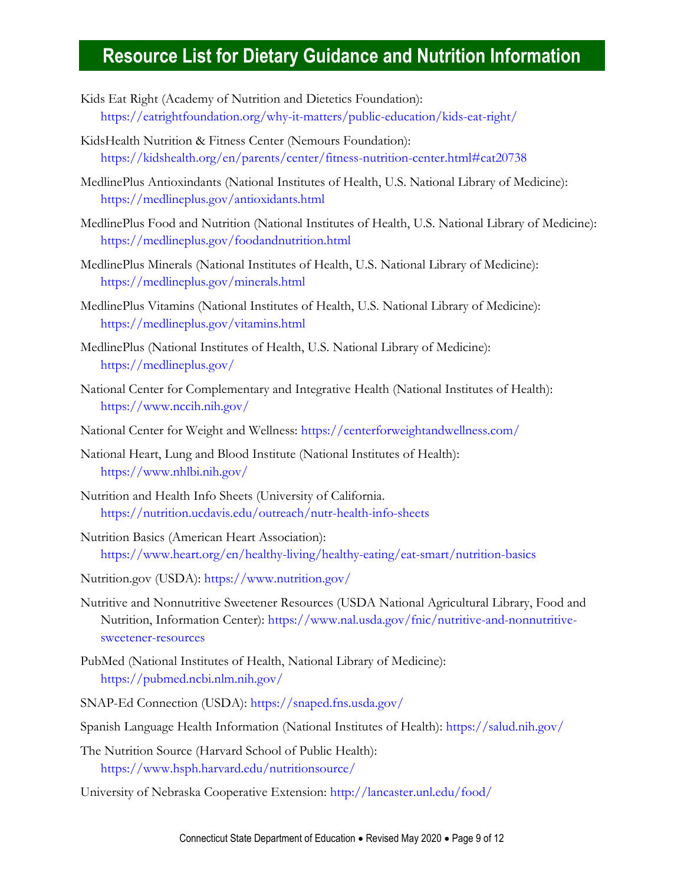# Resource List for Dietary Guidance and Nutrition Information

Kids Eat Right (Academy of Nutrition and Dietetics Foundation): https://eatrightfoundation.org/why-it-matters/public-education/kids-eat-right/

KidsHealth Nutrition & Fitness Center (Nemours Foundation): https://kidshealth.org/en/parents/center/fitness-nutrition-center.html#cat20738

MedlinePlus Antioxindants (National Institutes of Health, U.S. National Library of Medicine): https://medlineplus.gov/antioxidants.html

MedlinePlus Food and Nutrition (National Institutes of Health, U.S. National Library of Medicine): https://medlineplus.gov/foodandnutrition.html

MedlinePlus Minerals (National Institutes of Health, U.S. National Library of Medicine): https://medlineplus.gov/minerals.html

MedlinePlus Vitamins (National Institutes of Health, U.S. National Library of Medicine): https://medlineplus.gov/vitamins.html

MedlinePlus (National Institutes of Health, U.S. National Library of Medicine): https://medlineplus.gov/

National Center for Complementary and Integrative Health (National Institutes of Health): https://www.nccih.nih.gov/

National Center for Weight and Wellness: https://centerforweightandwellness.com/

National Heart, Lung and Blood Institute (National Institutes of Health): https://www.nhlbi.nih.gov/

Nutrition and Health Info Sheets (University of California. https://nutrition.ucdavis.edu/outreach/nutr-health-info-sheets

Nutrition Basics (American Heart Association): https://www.heart.org/en/healthy-living/healthy-eating/eat-smart/nutrition-basics

Nutrition.gov (USDA): https://www.nutrition.gov/

Nutritive and Nonnutritive Sweetener Resources (USDA National Agricultural Library, Food and Nutrition, Information Center): https://www.nal.usda.gov/fnic/nutritive-and-nonnutritive-sweetener-resources

PubMed (National Institutes of Health, National Library of Medicine): https://pubmed.ncbi.nlm.nih.gov/

SNAP-Ed Connection (USDA): https://snaped.fns.usda.gov/

Spanish Language Health Information (National Institutes of Health): https://salud.nih.gov/

The Nutrition Source (Harvard School of Public Health): https://www.hsph.harvard.edu/nutritionsource/

University of Nebraska Cooperative Extension: http://lancaster.unl.edu/food/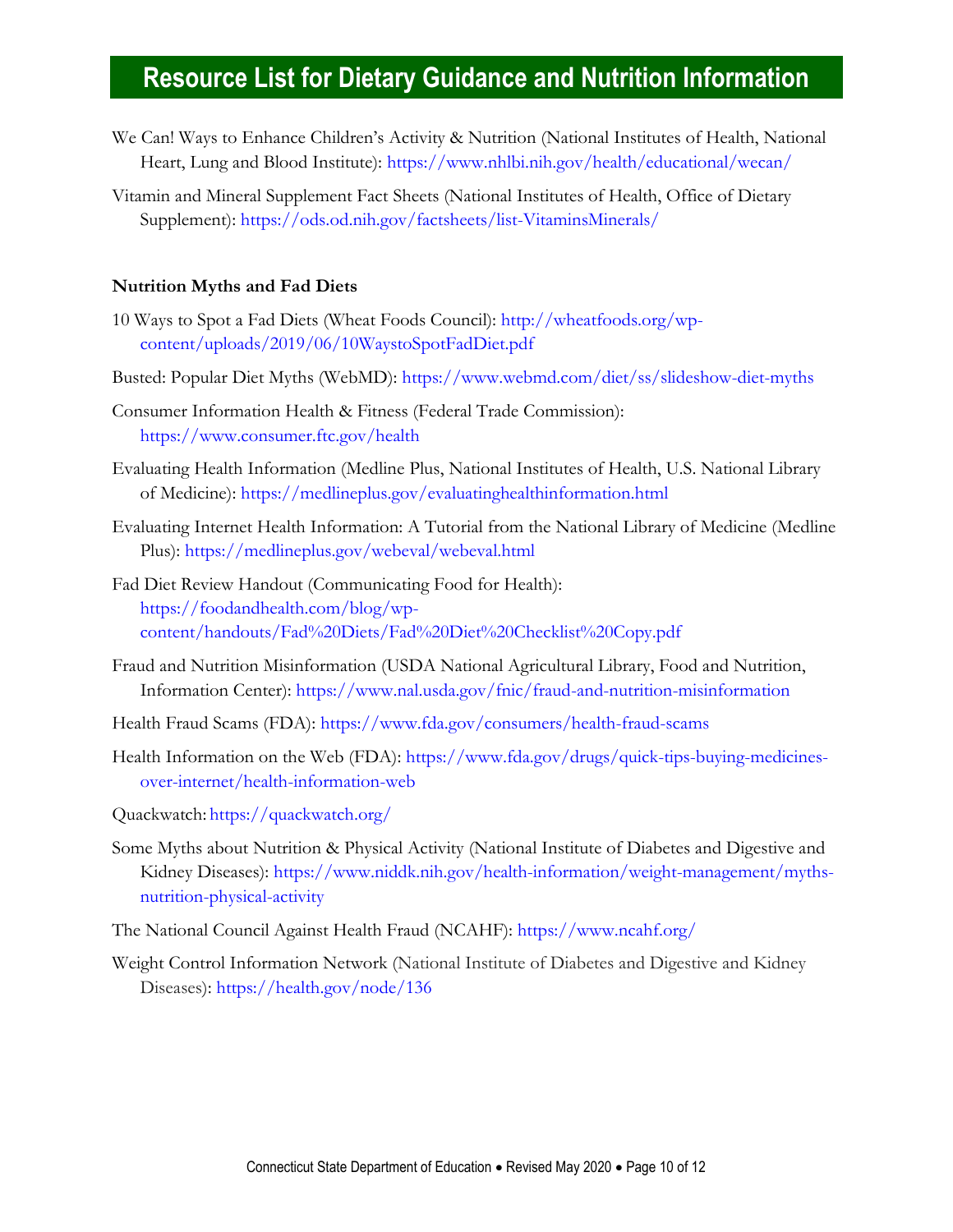# Resource List for Dietary Guidance and Nutrition Information

We Can! Ways to Enhance Children's Activity & Nutrition (National Institutes of Health, National Heart, Lung and Blood Institute): https://www.nhlbi.nih.gov/health/educational/wecan/

Vitamin and Mineral Supplement Fact Sheets (National Institutes of Health, Office of Dietary Supplement): https://ods.od.nih.gov/factsheets/list-VitaminsMinerals/

**Nutrition Myths and Fad Diets**

10 Ways to Spot a Fad Diets (Wheat Foods Council): http://wheatfoods.org/wp-content/uploads/2019/06/10WaystoSpotFadDiet.pdf

Busted: Popular Diet Myths (WebMD): https://www.webmd.com/diet/ss/slideshow-diet-myths

Consumer Information Health & Fitness (Federal Trade Commission): https://www.consumer.ftc.gov/health

Evaluating Health Information (Medline Plus, National Institutes of Health, U.S. National Library of Medicine): https://medlineplus.gov/evaluatinghealthinformation.html

Evaluating Internet Health Information: A Tutorial from the National Library of Medicine (Medline Plus): https://medlineplus.gov/webeval/webeval.html

Fad Diet Review Handout (Communicating Food for Health): https://foodandhealth.com/blog/wp-content/handouts/Fad%20Diets/Fad%20Diet%20Checklist%20Copy.pdf

Fraud and Nutrition Misinformation (USDA National Agricultural Library, Food and Nutrition, Information Center): https://www.nal.usda.gov/fnic/fraud-and-nutrition-misinformation

Health Fraud Scams (FDA): https://www.fda.gov/consumers/health-fraud-scams

Health Information on the Web (FDA): https://www.fda.gov/drugs/quick-tips-buying-medicines-over-internet/health-information-web

Quackwatch: https://quackwatch.org/

Some Myths about Nutrition & Physical Activity (National Institute of Diabetes and Digestive and Kidney Diseases): https://www.niddk.nih.gov/health-information/weight-management/myths-nutrition-physical-activity

The National Council Against Health Fraud (NCAHF): https://www.ncahf.org/

Weight Control Information Network (National Institute of Diabetes and Digestive and Kidney Diseases): https://health.gov/node/136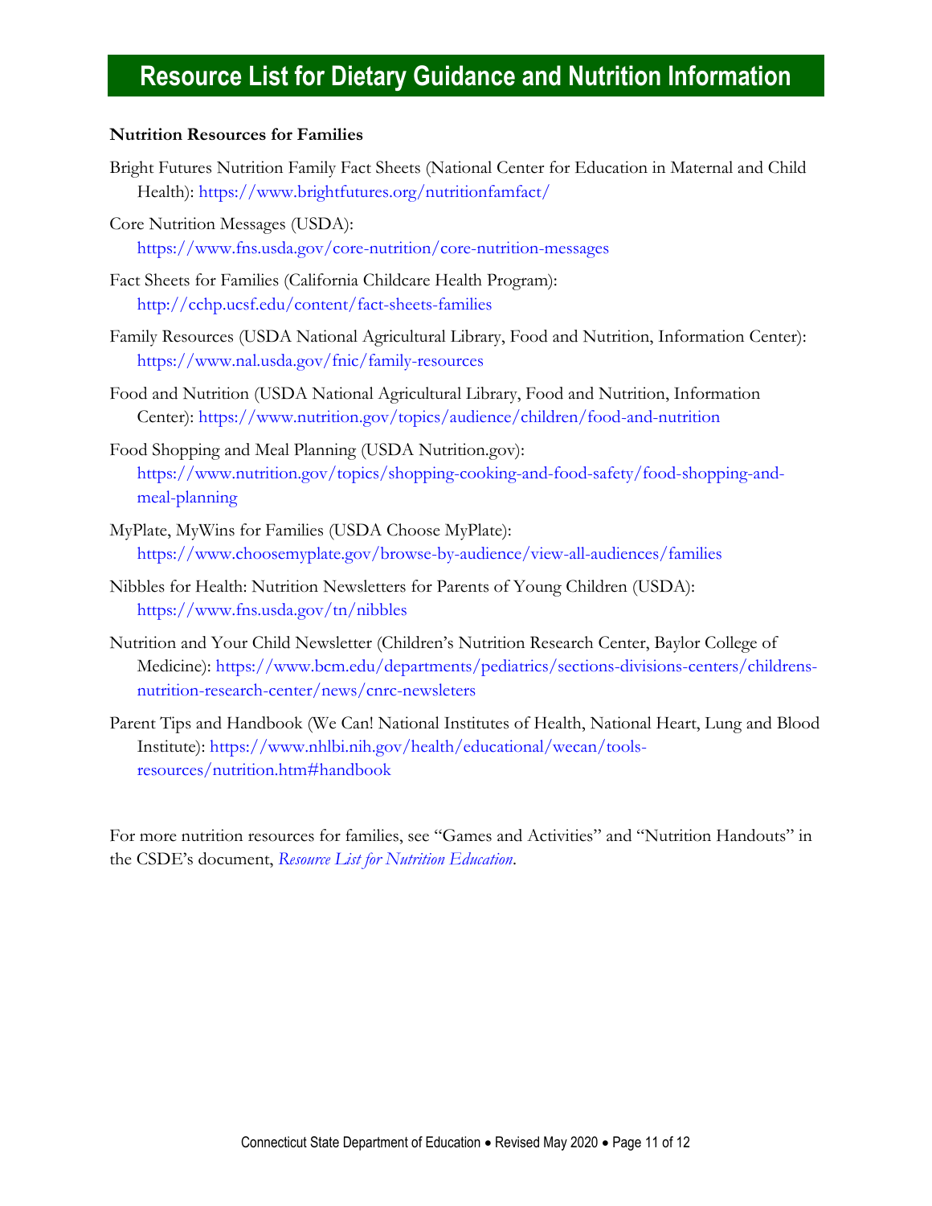# Resource List for Dietary Guidance and Nutrition Information

**Nutrition Resources for Families**

Bright Futures Nutrition Family Fact Sheets (National Center for Education in Maternal and Child Health): https://www.brightfutures.org/nutritionfamfact/

Core Nutrition Messages (USDA): https://www.fns.usda.gov/core-nutrition/core-nutrition-messages

Fact Sheets for Families (California Childcare Health Program): http://cchp.ucsf.edu/content/fact-sheets-families

Family Resources (USDA National Agricultural Library, Food and Nutrition, Information Center): https://www.nal.usda.gov/fnic/family-resources

Food and Nutrition (USDA National Agricultural Library, Food and Nutrition, Information Center): https://www.nutrition.gov/topics/audience/children/food-and-nutrition

Food Shopping and Meal Planning (USDA Nutrition.gov): https://www.nutrition.gov/topics/shopping-cooking-and-food-safety/food-shopping-and-meal-planning

MyPlate, MyWins for Families (USDA Choose MyPlate): https://www.choosemyplate.gov/browse-by-audience/view-all-audiences/families

Nibbles for Health: Nutrition Newsletters for Parents of Young Children (USDA): https://www.fns.usda.gov/tn/nibbles

Nutrition and Your Child Newsletter (Children's Nutrition Research Center, Baylor College of Medicine): https://www.bcm.edu/departments/pediatrics/sections-divisions-centers/childrens-nutrition-research-center/news/cnrc-newsleters

Parent Tips and Handbook (We Can! National Institutes of Health, National Heart, Lung and Blood Institute): https://www.nhlbi.nih.gov/health/educational/wecan/tools-resources/nutrition.htm#handbook

For more nutrition resources for families, see "Games and Activities" and "Nutrition Handouts" in the CSDE's document, *Resource List for Nutrition Education*.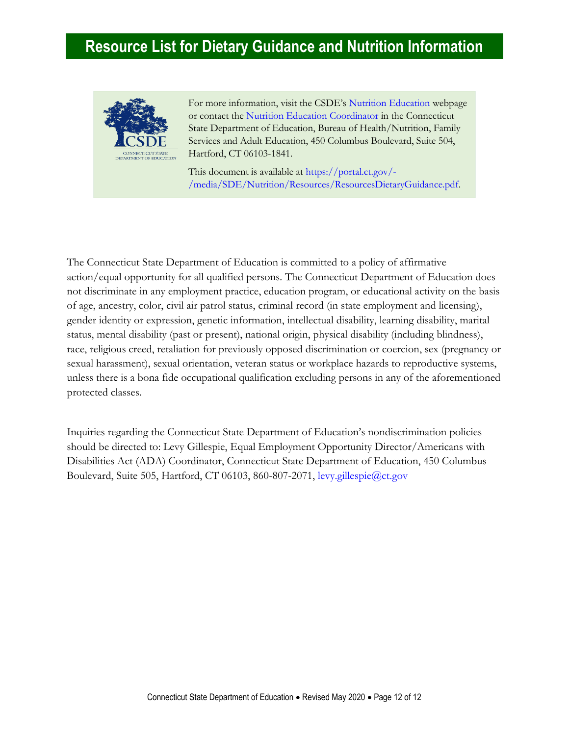# Resource List for Dietary Guidance and Nutrition Information

For more information, visit the CSDE's Nutrition Education webpage or contact the Nutrition Education Coordinator in the Connecticut State Department of Education, Bureau of Health/Nutrition, Family Services and Adult Education, 450 Columbus Boulevard, Suite 504, Hartford, CT 06103-1841.

This document is available at https://portal.ct.gov/-/media/SDE/Nutrition/Resources/ResourcesDietaryGuidance.pdf.

The Connecticut State Department of Education is committed to a policy of affirmative action/equal opportunity for all qualified persons. The Connecticut Department of Education does not discriminate in any employment practice, education program, or educational activity on the basis of age, ancestry, color, civil air patrol status, criminal record (in state employment and licensing), gender identity or expression, genetic information, intellectual disability, learning disability, marital status, mental disability (past or present), national origin, physical disability (including blindness), race, religious creed, retaliation for previously opposed discrimination or coercion, sex (pregnancy or sexual harassment), sexual orientation, veteran status or workplace hazards to reproductive systems, unless there is a bona fide occupational qualification excluding persons in any of the aforementioned protected classes.

Inquiries regarding the Connecticut State Department of Education's nondiscrimination policies should be directed to: Levy Gillespie, Equal Employment Opportunity Director/Americans with Disabilities Act (ADA) Coordinator, Connecticut State Department of Education, 450 Columbus Boulevard, Suite 505, Hartford, CT 06103, 860-807-2071, levy.gillespie@ct.gov